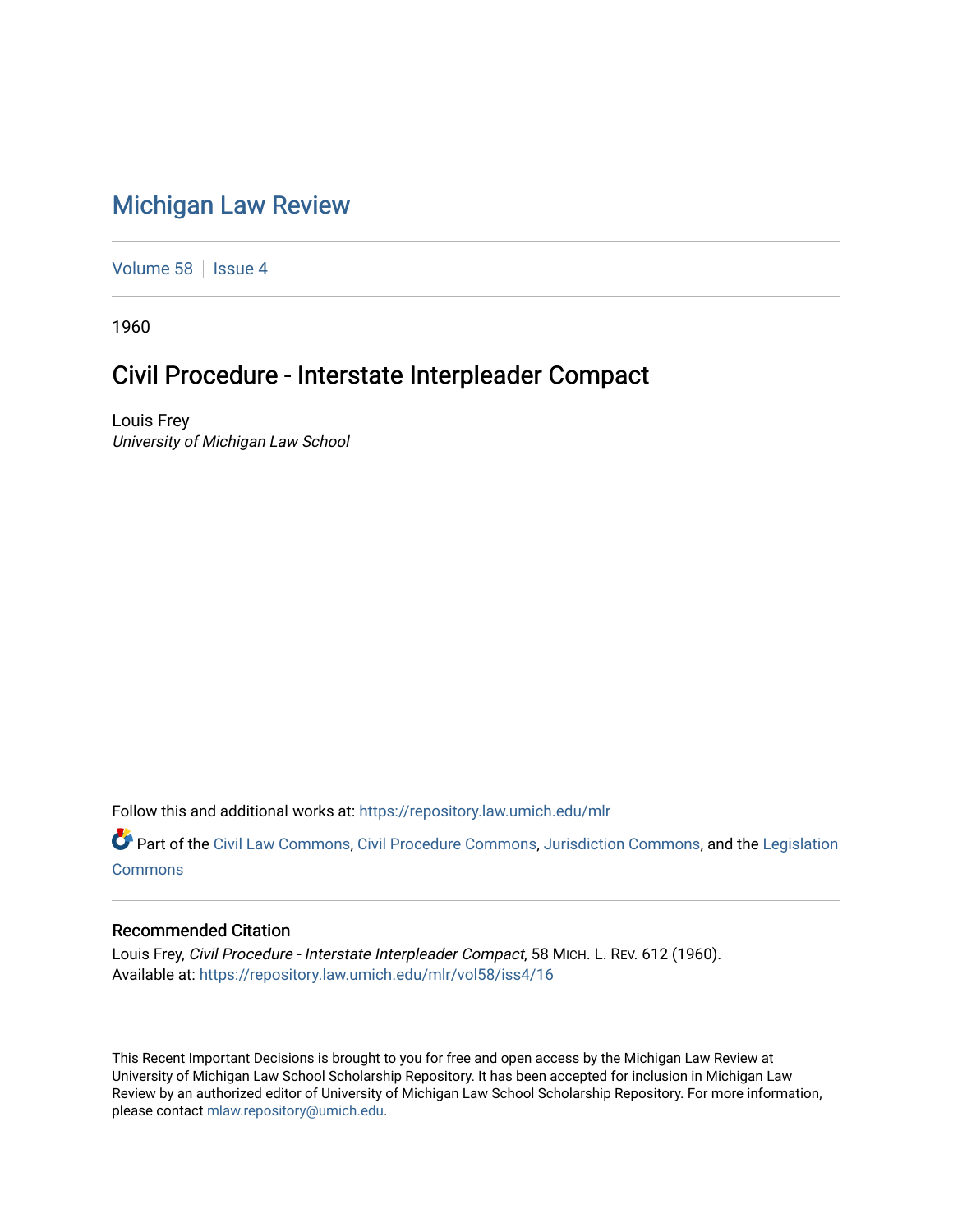# Michigan Law Review

Volume 58 | Issue 4

1960

## Civil Procedure - Interstate Interpleader Compact

Louis Frey
*University of Michigan Law School*

Follow this and additional works at: https://repository.law.umich.edu/mlr

Part of the Civil Law Commons, Civil Procedure Commons, Jurisdiction Commons, and the Legislation Commons

### Recommended Citation

Louis Frey, *Civil Procedure - Interstate Interpleader Compact*, 58 MICH. L. REV. 612 (1960).
Available at: https://repository.law.umich.edu/mlr/vol58/iss4/16

This Recent Important Decisions is brought to you for free and open access by the Michigan Law Review at University of Michigan Law School Scholarship Repository. It has been accepted for inclusion in Michigan Law Review by an authorized editor of University of Michigan Law School Scholarship Repository. For more information, please contact mlaw.repository@umich.edu.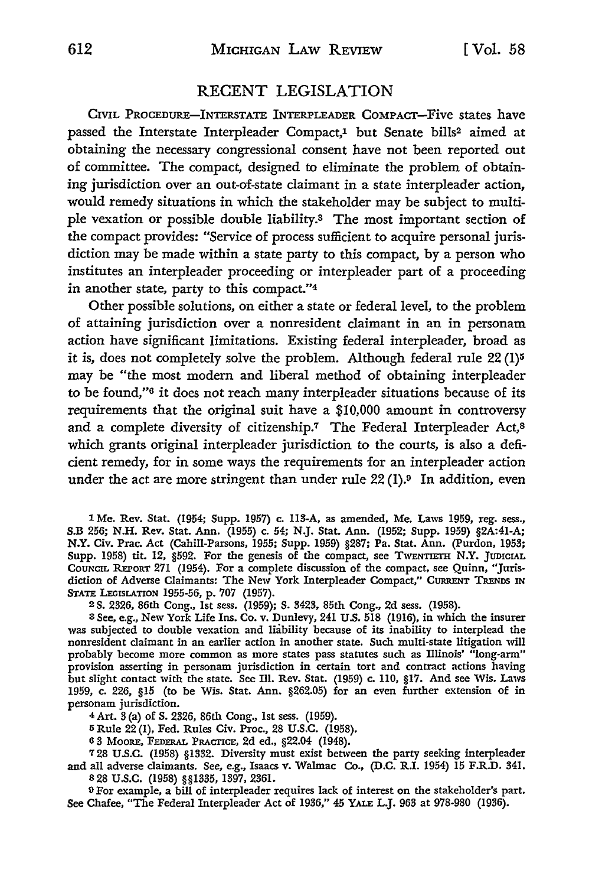## RECENT LEGISLATION

CIVIL PROCEDURE—INTERSTATE INTERPLEADER COMPACT—Five states have passed the Interstate Interpleader Compact,[1] but Senate bills[2] aimed at obtaining the necessary congressional consent have not been reported out of committee. The compact, designed to eliminate the problem of obtaining jurisdiction over an out-of-state claimant in a state interpleader action, would remedy situations in which the stakeholder may be subject to multiple vexation or possible double liability.[3] The most important section of the compact provides: "Service of process sufficient to acquire personal jurisdiction may be made within a state party to this compact, by a person who institutes an interpleader proceeding or interpleader part of a proceeding in another state, party to this compact."[4]

Other possible solutions, on either a state or federal level, to the problem of attaining jurisdiction over a nonresident claimant in an in personam action have significant limitations. Existing federal interpleader, broad as it is, does not completely solve the problem. Although federal rule 22 (1)[5] may be "the most modern and liberal method of obtaining interpleader to be found,"[6] it does not reach many interpleader situations because of its requirements that the original suit have a $10,000 amount in controversy and a complete diversity of citizenship.[7] The Federal Interpleader Act,[8] which grants original interpleader jurisdiction to the courts, is also a deficient remedy, for in some ways the requirements for an interpleader action under the act are more stringent than under rule 22 (1).[9] In addition, even

---

[1] Me. Rev. Stat. (1954; Supp. 1957) c. 113-A, as amended, Me. Laws 1959, reg. sess., S.B 256; N.H. Rev. Stat. Ann. (1955) c. 54; N.J. Stat. Ann. (1952; Supp. 1959) §2A:41-A; N.Y. Civ. Prac. Act (Cahill-Parsons, 1955; Supp. 1959) §287; Pa. Stat. Ann. (Purdon, 1953; Supp. 1958) tit. 12, §592. For the genesis of the compact, see TWENTIETH N.Y. JUDICIAL COUNCIL REPORT 271 (1954). For a complete discussion of the compact, see Quinn, "Jurisdiction of Adverse Claimants: The New York Interpleader Compact," CURRENT TRENDS IN STATE LEGISLATION 1955-56, p. 707 (1957).

[2] S. 2326, 86th Cong., 1st sess. (1959); S. 3423, 85th Cong., 2d sess. (1958).

[3] See, e.g., New York Life Ins. Co. v. Dunlevy, 241 U.S. 518 (1916), in which the insurer was subjected to double vexation and liability because of its inability to interplead the nonresident claimant in an earlier action in another state. Such multi-state litigation will probably become more common as more states pass statutes such as Illinois' "long-arm" provision asserting in personam jurisdiction in certain tort and contract actions having but slight contact with the state. See Ill. Rev. Stat. (1959) c. 110, §17. And see Wis. Laws 1959, c. 226, §15 (to be Wis. Stat. Ann. §262.05) for an even further extension of in personam jurisdiction.

[4] Art. 3 (a) of S. 2326, 86th Cong., 1st sess. (1959).

[5] Rule 22 (1), Fed. Rules Civ. Proc., 28 U.S.C. (1958).

[6] 3 MOORE, FEDERAL PRACTICE, 2d ed., §22.04 (1948).

[7] 28 U.S.C. (1958) §1332. Diversity must exist between the party seeking interpleader and all adverse claimants. See, e.g., Isaacs v. Walmac Co., (D.C. R.I. 1954) 15 F.R.D. 341.

[8] 28 U.S.C. (1958) §§1335, 1397, 2361.

[9] For example, a bill of interpleader requires lack of interest on the stakeholder's part. See Chafee, "The Federal Interpleader Act of 1936," 45 YALE L.J. 963 at 978-980 (1936).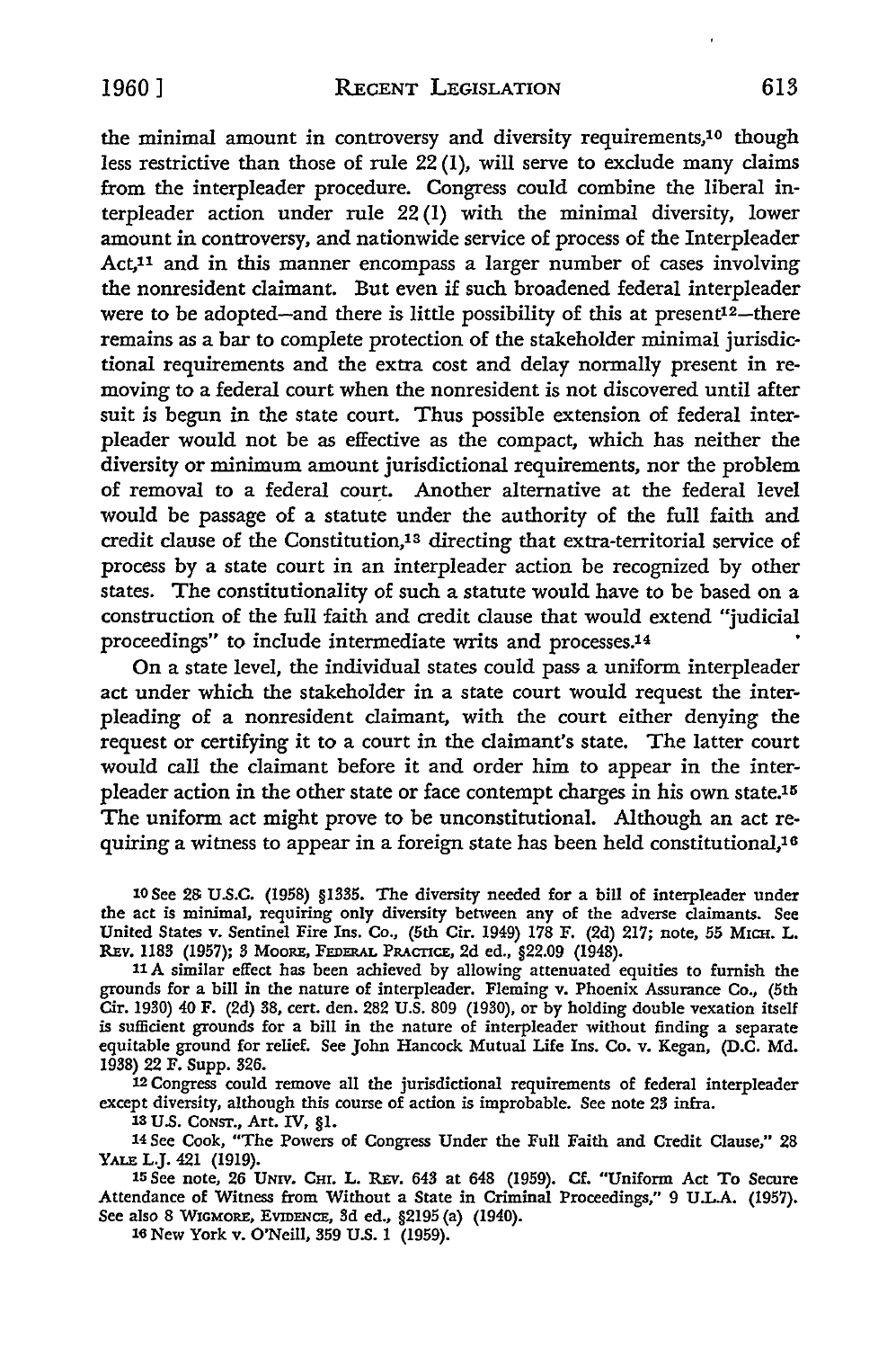the minimal amount in controversy and diversity requirements,[10] though less restrictive than those of rule 22 (1), will serve to exclude many claims from the interpleader procedure. Congress could combine the liberal interpleader action under rule 22 (1) with the minimal diversity, lower amount in controversy, and nationwide service of process of the Interpleader Act,[11] and in this manner encompass a larger number of cases involving the nonresident claimant. But even if such broadened federal interpleader were to be adopted—and there is little possibility of this at present[12]—there remains as a bar to complete protection of the stakeholder minimal jurisdictional requirements and the extra cost and delay normally present in removing to a federal court when the nonresident is not discovered until after suit is begun in the state court. Thus possible extension of federal interpleader would not be as effective as the compact, which has neither the diversity or minimum amount jurisdictional requirements, nor the problem of removal to a federal court. Another alternative at the federal level would be passage of a statute under the authority of the full faith and credit clause of the Constitution,[13] directing that extra-territorial service of process by a state court in an interpleader action be recognized by other states. The constitutionality of such a statute would have to be based on a construction of the full faith and credit clause that would extend "judicial proceedings" to include intermediate writs and processes.[14]

On a state level, the individual states could pass a uniform interpleader act under which the stakeholder in a state court would request the interpleading of a nonresident claimant, with the court either denying the request or certifying it to a court in the claimant's state. The latter court would call the claimant before it and order him to appear in the interpleader action in the other state or face contempt charges in his own state.[15] The uniform act might prove to be unconstitutional. Although an act requiring a witness to appear in a foreign state has been held constitutional,[16]

---

[10] See 28 U.S.C. (1958) §1335. The diversity needed for a bill of interpleader under the act is minimal, requiring only diversity between any of the adverse claimants. See United States v. Sentinel Fire Ins. Co., (5th Cir. 1949) 178 F. (2d) 217; note, 55 MICH. L. REV. 1183 (1957); 3 MOORE, FEDERAL PRACTICE, 2d ed., §22.09 (1948).

[11] A similar effect has been achieved by allowing attenuated equities to furnish the grounds for a bill in the nature of interpleader. Fleming v. Phoenix Assurance Co., (5th Cir. 1930) 40 F. (2d) 38, cert. den. 282 U.S. 809 (1930), or by holding double vexation itself is sufficient grounds for a bill in the nature of interpleader without finding a separate equitable ground for relief. See John Hancock Mutual Life Ins. Co. v. Kegan, (D.C. Md. 1938) 22 F. Supp. 326.

[12] Congress could remove all the jurisdictional requirements of federal interpleader except diversity, although this course of action is improbable. See note 23 infra.

[13] U.S. CONST., Art. IV, §1.

[14] See Cook, "The Powers of Congress Under the Full Faith and Credit Clause," 28 YALE L.J. 421 (1919).

[15] See note, 26 UNIV. CHI. L. REV. 643 at 648 (1959). Cf. "Uniform Act To Secure Attendance of Witness from Without a State in Criminal Proceedings," 9 U.L.A. (1957). See also 8 WIGMORE, EVIDENCE, 3d ed., §2195 (a) (1940).

[16] New York v. O'Neill, 359 U.S. 1 (1959).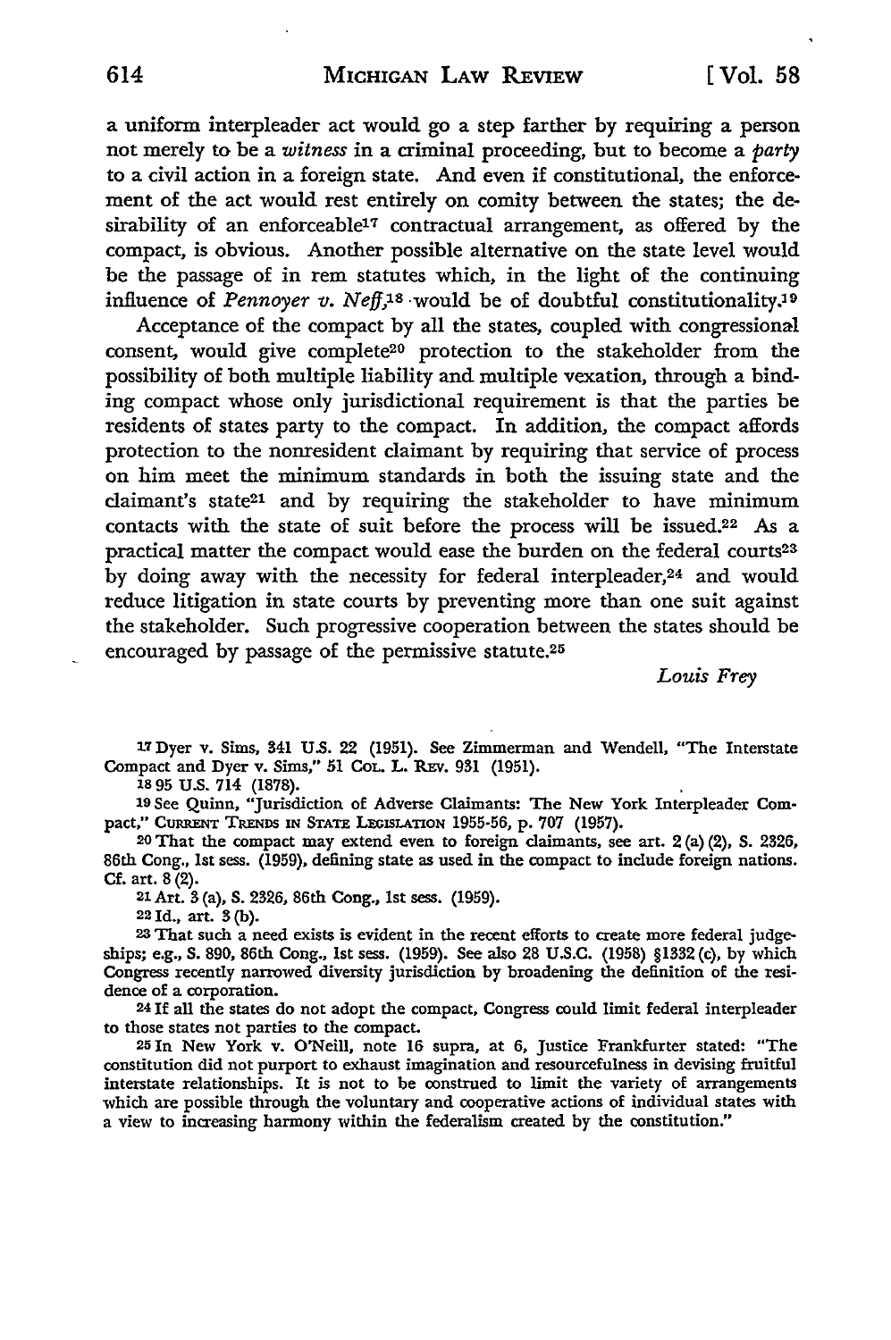a uniform interpleader act would go a step farther by requiring a person not merely to be a *witness* in a criminal proceeding, but to become a *party* to a civil action in a foreign state. And even if constitutional, the enforcement of the act would rest entirely on comity between the states; the desirability of an enforceable[17] contractual arrangement, as offered by the compact, is obvious. Another possible alternative on the state level would be the passage of in rem statutes which, in the light of the continuing influence of *Pennoyer v. Neff*,[18] would be of doubtful constitutionality.[19]

Acceptance of the compact by all the states, coupled with congressional consent, would give complete[20] protection to the stakeholder from the possibility of both multiple liability and multiple vexation, through a binding compact whose only jurisdictional requirement is that the parties be residents of states party to the compact. In addition, the compact affords protection to the nonresident claimant by requiring that service of process on him meet the minimum standards in both the issuing state and the claimant's state[21] and by requiring the stakeholder to have minimum contacts with the state of suit before the process will be issued.[22] As a practical matter the compact would ease the burden on the federal courts[23] by doing away with the necessity for federal interpleader,[24] and would reduce litigation in state courts by preventing more than one suit against the stakeholder. Such progressive cooperation between the states should be encouraged by passage of the permissive statute.[25]

*Louis Frey*

---

[17] Dyer v. Sims, 341 U.S. 22 (1951). See Zimmerman and Wendell, "The Interstate Compact and Dyer v. Sims," 51 COL. L. REV. 931 (1951).

[18] 95 U.S. 714 (1878).

[19] See Quinn, "Jurisdiction of Adverse Claimants: The New York Interpleader Compact," CURRENT TRENDS IN STATE LEGISLATION 1955-56, p. 707 (1957).

[20] That the compact may extend even to foreign claimants, see art. 2 (a) (2), S. 2326, 86th Cong., 1st sess. (1959), defining state as used in the compact to include foreign nations. Cf. art. 8 (2).

[21] Art. 3 (a), S. 2326, 86th Cong., 1st sess. (1959).

[22] Id., art. 3 (b).

[23] That such a need exists is evident in the recent efforts to create more federal judgeships; e.g., S. 890, 86th Cong., 1st sess. (1959). See also 28 U.S.C. (1958) §1332 (c), by which Congress recently narrowed diversity jurisdiction by broadening the definition of the residence of a corporation.

[24] If all the states do not adopt the compact, Congress could limit federal interpleader to those states not parties to the compact.

[25] In New York v. O'Neill, note 16 supra, at 6, Justice Frankfurter stated: "The constitution did not purport to exhaust imagination and resourcefulness in devising fruitful interstate relationships. It is not to be construed to limit the variety of arrangements which are possible through the voluntary and cooperative actions of individual states with a view to increasing harmony within the federalism created by the constitution."